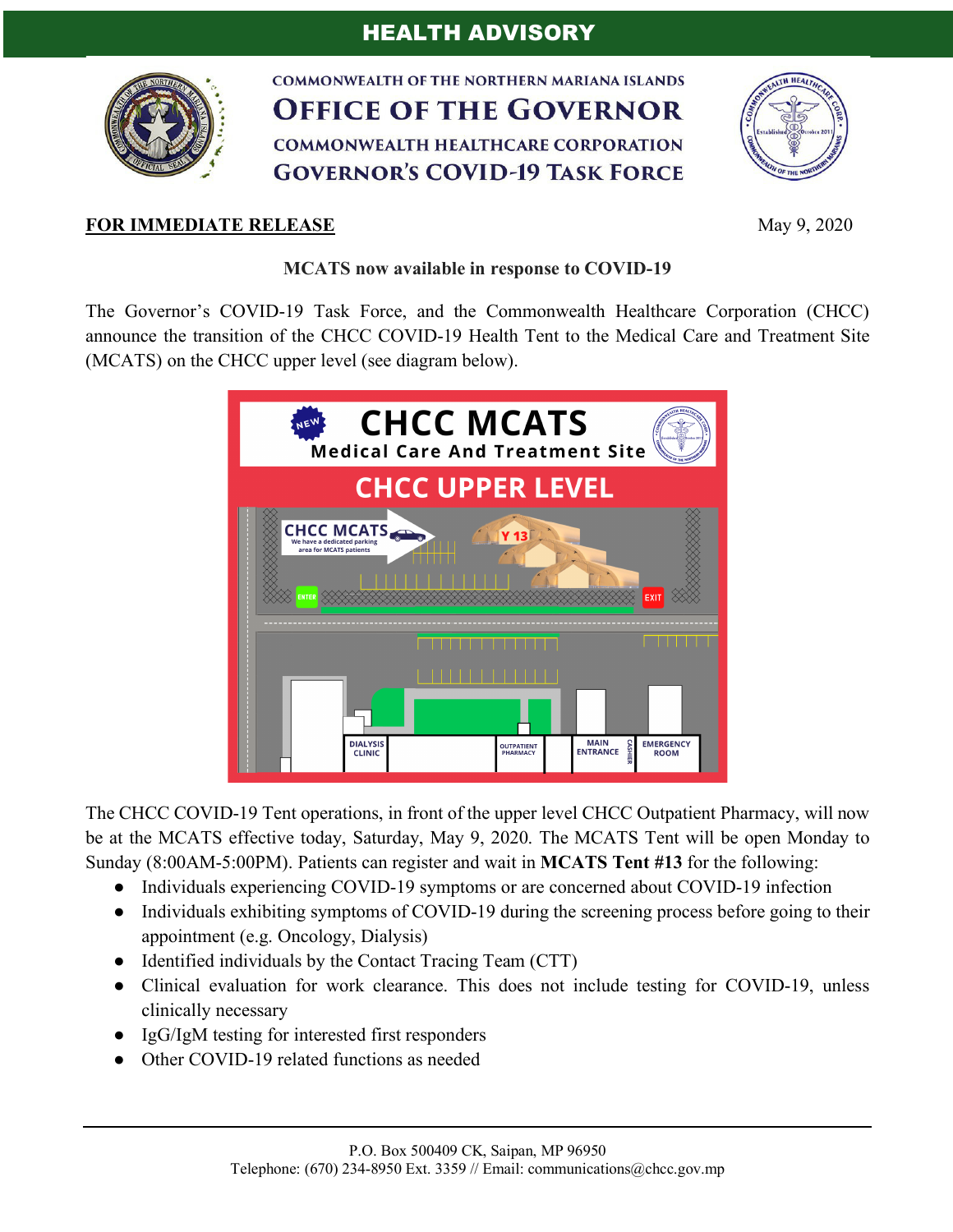# HEALTH ADVISORY

COMMONWEALTH OF THE NORTHERN MARIANA ISLANDS
**OFFICE OF THE GOVERNOR**
COMMONWEALTH HEALTHCARE CORPORATION
**GOVERNOR'S COVID-19 TASK FORCE**

**FOR IMMEDIATE RELEASE** May 9, 2020

**MCATS now available in response to COVID-19**

The Governor's COVID-19 Task Force, and the Commonwealth Healthcare Corporation (CHCC) announce the transition of the CHCC COVID-19 Health Tent to the Medical Care and Treatment Site (MCATS) on the CHCC upper level (see diagram below).

The CHCC COVID-19 Tent operations, in front of the upper level CHCC Outpatient Pharmacy, will now be at the MCATS effective today, Saturday, May 9, 2020. The MCATS Tent will be open Monday to Sunday (8:00AM-5:00PM). Patients can register and wait in **MCATS Tent #13** for the following:

- Individuals experiencing COVID-19 symptoms or are concerned about COVID-19 infection
- Individuals exhibiting symptoms of COVID-19 during the screening process before going to their appointment (e.g. Oncology, Dialysis)
- Identified individuals by the Contact Tracing Team (CTT)
- Clinical evaluation for work clearance. This does not include testing for COVID-19, unless clinically necessary
- IgG/IgM testing for interested first responders
- Other COVID-19 related functions as needed

P.O. Box 500409 CK, Saipan, MP 96950
Telephone: (670) 234-8950 Ext. 3359 // Email: communications@chcc.gov.mp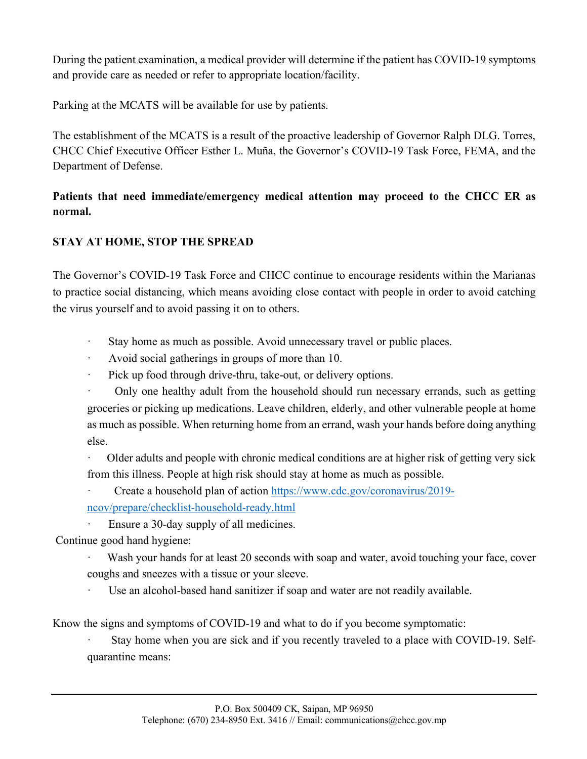During the patient examination, a medical provider will determine if the patient has COVID-19 symptoms and provide care as needed or refer to appropriate location/facility.

Parking at the MCATS will be available for use by patients.

The establishment of the MCATS is a result of the proactive leadership of Governor Ralph DLG. Torres, CHCC Chief Executive Officer Esther L. Muña, the Governor's COVID-19 Task Force, FEMA, and the Department of Defense.

**Patients that need immediate/emergency medical attention may proceed to the CHCC ER as normal.**

**STAY AT HOME, STOP THE SPREAD**

The Governor's COVID-19 Task Force and CHCC continue to encourage residents within the Marianas to practice social distancing, which means avoiding close contact with people in order to avoid catching the virus yourself and to avoid passing it on to others.

- Stay home as much as possible. Avoid unnecessary travel or public places.
- Avoid social gatherings in groups of more than 10.
- Pick up food through drive-thru, take-out, or delivery options.
- Only one healthy adult from the household should run necessary errands, such as getting groceries or picking up medications. Leave children, elderly, and other vulnerable people at home as much as possible. When returning home from an errand, wash your hands before doing anything else.
- Older adults and people with chronic medical conditions are at higher risk of getting very sick from this illness. People at high risk should stay at home as much as possible.
- Create a household plan of action https://www.cdc.gov/coronavirus/2019-ncov/prepare/checklist-household-ready.html
- Ensure a 30-day supply of all medicines.

Continue good hand hygiene:

- Wash your hands for at least 20 seconds with soap and water, avoid touching your face, cover coughs and sneezes with a tissue or your sleeve.
- Use an alcohol-based hand sanitizer if soap and water are not readily available.

Know the signs and symptoms of COVID-19 and what to do if you become symptomatic:

- Stay home when you are sick and if you recently traveled to a place with COVID-19. Self-quarantine means:

P.O. Box 500409 CK, Saipan, MP 96950
Telephone: (670) 234-8950 Ext. 3416 // Email: communications@chcc.gov.mp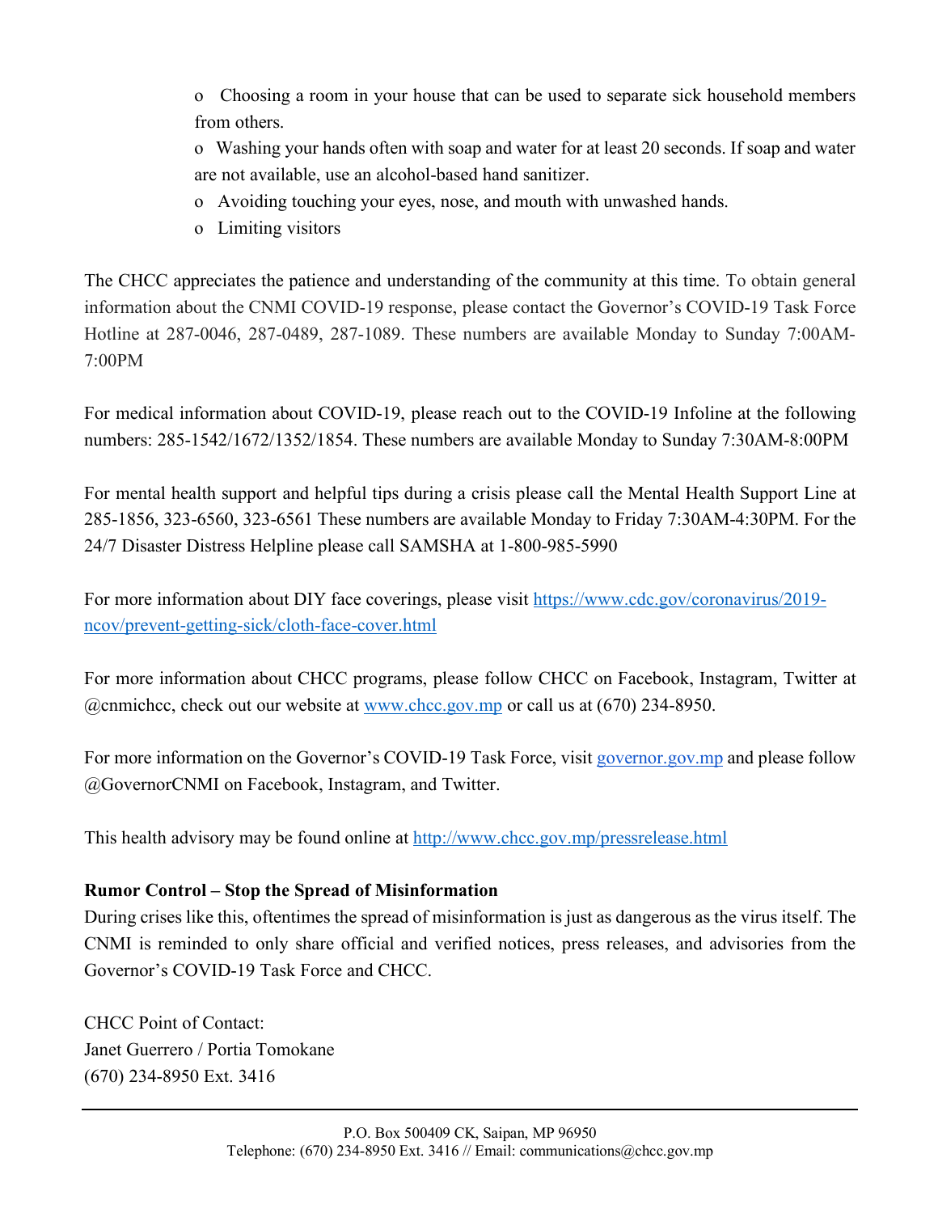- Choosing a room in your house that can be used to separate sick household members from others.
- Washing your hands often with soap and water for at least 20 seconds. If soap and water are not available, use an alcohol-based hand sanitizer.
- Avoiding touching your eyes, nose, and mouth with unwashed hands.
- Limiting visitors

The CHCC appreciates the patience and understanding of the community at this time. To obtain general information about the CNMI COVID-19 response, please contact the Governor's COVID-19 Task Force Hotline at 287-0046, 287-0489, 287-1089. These numbers are available Monday to Sunday 7:00AM-7:00PM

For medical information about COVID-19, please reach out to the COVID-19 Infoline at the following numbers: 285-1542/1672/1352/1854. These numbers are available Monday to Sunday 7:30AM-8:00PM

For mental health support and helpful tips during a crisis please call the Mental Health Support Line at 285-1856, 323-6560, 323-6561 These numbers are available Monday to Friday 7:30AM-4:30PM. For the 24/7 Disaster Distress Helpline please call SAMSHA at 1-800-985-5990

For more information about DIY face coverings, please visit https://www.cdc.gov/coronavirus/2019-ncov/prevent-getting-sick/cloth-face-cover.html

For more information about CHCC programs, please follow CHCC on Facebook, Instagram, Twitter at @cnmichcc, check out our website at www.chcc.gov.mp or call us at (670) 234-8950.

For more information on the Governor's COVID-19 Task Force, visit governor.gov.mp and please follow @GovernorCNMI on Facebook, Instagram, and Twitter.

This health advisory may be found online at http://www.chcc.gov.mp/pressrelease.html

**Rumor Control – Stop the Spread of Misinformation**

During crises like this, oftentimes the spread of misinformation is just as dangerous as the virus itself. The CNMI is reminded to only share official and verified notices, press releases, and advisories from the Governor's COVID-19 Task Force and CHCC.

CHCC Point of Contact:
Janet Guerrero / Portia Tomokane
(670) 234-8950 Ext. 3416